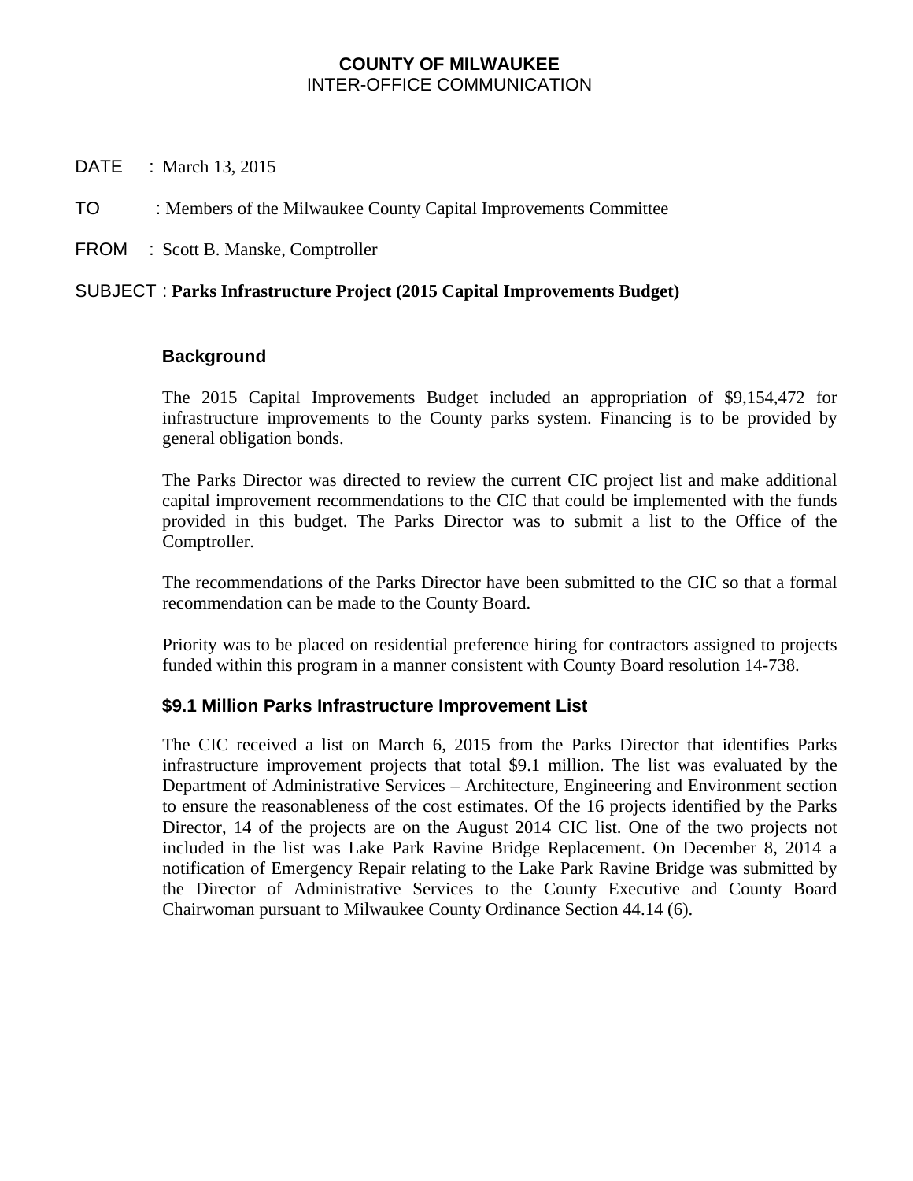**COUNTY OF MILWAUKEE**
INTER-OFFICE COMMUNICATION

DATE : March 13, 2015

TO : Members of the Milwaukee County Capital Improvements Committee

FROM : Scott B. Manske, Comptroller

SUBJECT : **Parks Infrastructure Project (2015 Capital Improvements Budget)**

### Background

The 2015 Capital Improvements Budget included an appropriation of $9,154,472 for infrastructure improvements to the County parks system. Financing is to be provided by general obligation bonds.

The Parks Director was directed to review the current CIC project list and make additional capital improvement recommendations to the CIC that could be implemented with the funds provided in this budget. The Parks Director was to submit a list to the Office of the Comptroller.

The recommendations of the Parks Director have been submitted to the CIC so that a formal recommendation can be made to the County Board.

Priority was to be placed on residential preference hiring for contractors assigned to projects funded within this program in a manner consistent with County Board resolution 14-738.

### $9.1 Million Parks Infrastructure Improvement List

The CIC received a list on March 6, 2015 from the Parks Director that identifies Parks infrastructure improvement projects that total $9.1 million. The list was evaluated by the Department of Administrative Services – Architecture, Engineering and Environment section to ensure the reasonableness of the cost estimates. Of the 16 projects identified by the Parks Director, 14 of the projects are on the August 2014 CIC list. One of the two projects not included in the list was Lake Park Ravine Bridge Replacement. On December 8, 2014 a notification of Emergency Repair relating to the Lake Park Ravine Bridge was submitted by the Director of Administrative Services to the County Executive and County Board Chairwoman pursuant to Milwaukee County Ordinance Section 44.14 (6).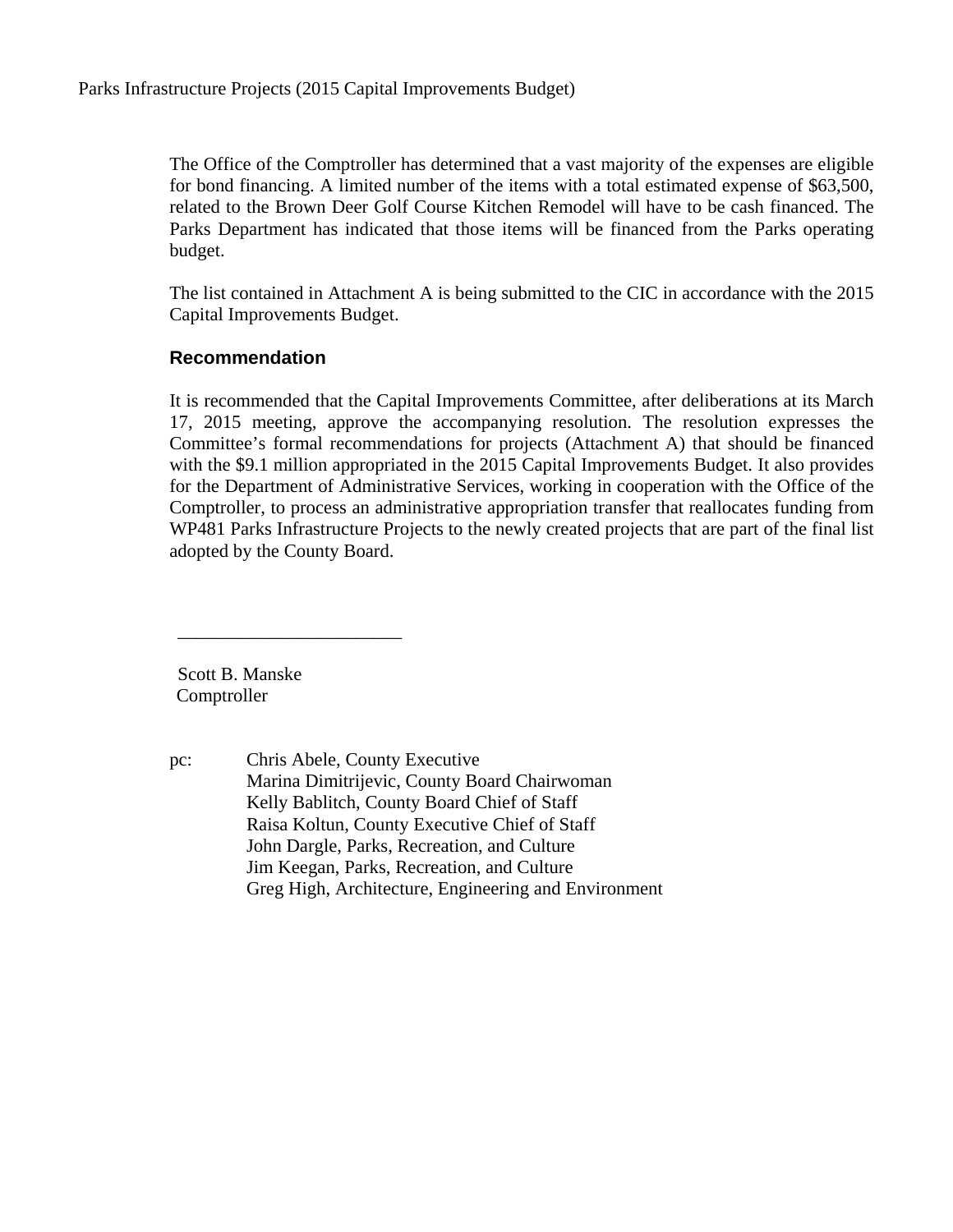The Office of the Comptroller has determined that a vast majority of the expenses are eligible for bond financing. A limited number of the items with a total estimated expense of $63,500, related to the Brown Deer Golf Course Kitchen Remodel will have to be cash financed. The Parks Department has indicated that those items will be financed from the Parks operating budget.

The list contained in Attachment A is being submitted to the CIC in accordance with the 2015 Capital Improvements Budget.

## Recommendation

It is recommended that the Capital Improvements Committee, after deliberations at its March 17, 2015 meeting, approve the accompanying resolution. The resolution expresses the Committee's formal recommendations for projects (Attachment A) that should be financed with the $9.1 million appropriated in the 2015 Capital Improvements Budget. It also provides for the Department of Administrative Services, working in cooperation with the Office of the Comptroller, to process an administrative appropriation transfer that reallocates funding from WP481 Parks Infrastructure Projects to the newly created projects that are part of the final list adopted by the County Board.

________________________

Scott B. Manske
Comptroller

pc: Chris Abele, County Executive
Marina Dimitrijevic, County Board Chairwoman
Kelly Bablitch, County Board Chief of Staff
Raisa Koltun, County Executive Chief of Staff
John Dargle, Parks, Recreation, and Culture
Jim Keegan, Parks, Recreation, and Culture
Greg High, Architecture, Engineering and Environment